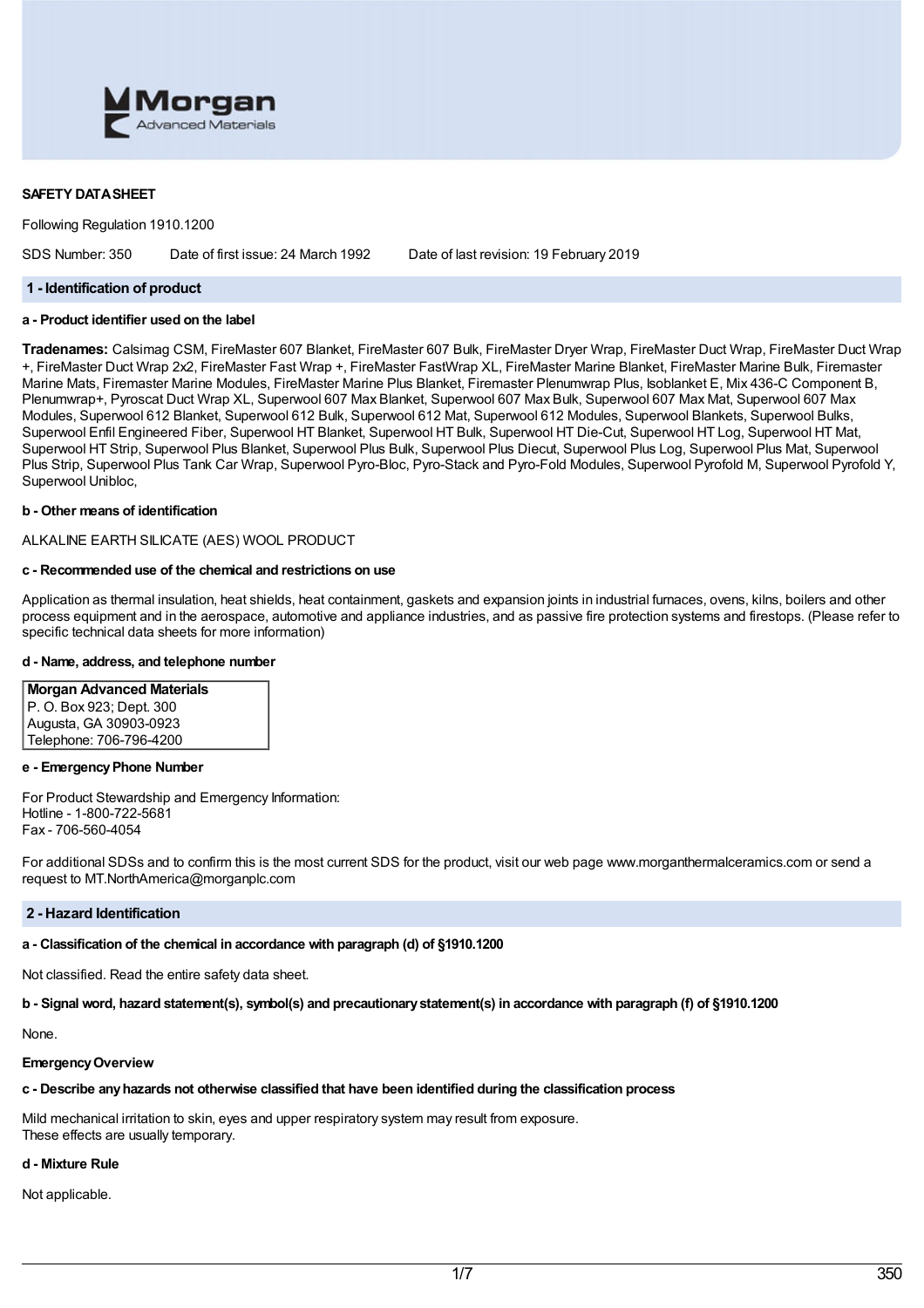**SAFETY DATA SHEET**

Following Regulation 1910.1200

SDS Number: 350 Date of first issue: 24 March 1992 Date of last revision: 19 February 2019

## 1 - Identification of product

### a - Product identifier used on the label

**Tradenames:** Calsimag CSM, FireMaster 607 Blanket, FireMaster 607 Bulk, FireMaster Dryer Wrap, FireMaster Duct Wrap, FireMaster Duct Wrap +, FireMaster Duct Wrap 2x2, FireMaster Fast Wrap +, FireMaster FastWrap XL, FireMaster Marine Blanket, FireMaster Marine Bulk, Firemaster Marine Mats, Firemaster Marine Modules, FireMaster Marine Plus Blanket, Firemaster Plenumwrap Plus, Isoblanket E, Mix 436-C Component B, Plenumwrap+, Pyroscat Duct Wrap XL, Superwool 607 Max Blanket, Superwool 607 Max Bulk, Superwool 607 Max Mat, Superwool 607 Max Modules, Superwool 612 Blanket, Superwool 612 Bulk, Superwool 612 Mat, Superwool 612 Modules, Superwool Blankets, Superwool Bulks, Superwool Enfil Engineered Fiber, Superwool HT Blanket, Superwool HT Bulk, Superwool HT Die-Cut, Superwool HT Log, Superwool HT Mat, Superwool HT Strip, Superwool Plus Blanket, Superwool Plus Bulk, Superwool Plus Diecut, Superwool Plus Log, Superwool Plus Mat, Superwool Plus Strip, Superwool Plus Tank Car Wrap, Superwool Pyro-Bloc, Pyro-Stack and Pyro-Fold Modules, Superwool Pyrofold M, Superwool Pyrofold Y, Superwool Unibloc,

### b - Other means of identification

ALKALINE EARTH SILICATE (AES) WOOL PRODUCT

### c - Recommended use of the chemical and restrictions on use

Application as thermal insulation, heat shields, heat containment, gaskets and expansion joints in industrial furnaces, ovens, kilns, boilers and other process equipment and in the aerospace, automotive and appliance industries, and as passive fire protection systems and firestops. (Please refer to specific technical data sheets for more information)

### d - Name, address, and telephone number

**Morgan Advanced Materials**
P. O. Box 923; Dept. 300
Augusta, GA 30903-0923
Telephone: 706-796-4200

### e - Emergency Phone Number

For Product Stewardship and Emergency Information:
Hotline - 1-800-722-5681
Fax - 706-560-4054

For additional SDSs and to confirm this is the most current SDS for the product, visit our web page www.morganthermalceramics.com or send a request to MT.NorthAmerica@morganplc.com

## 2 - Hazard Identification

### a - Classification of the chemical in accordance with paragraph (d) of §1910.1200

Not classified. Read the entire safety data sheet.

### b - Signal word, hazard statement(s), symbol(s) and precautionary statement(s) in accordance with paragraph (f) of §1910.1200

None.

**Emergency Overview**

### c - Describe any hazards not otherwise classified that have been identified during the classification process

Mild mechanical irritation to skin, eyes and upper respiratory system may result from exposure.
These effects are usually temporary.

### d - Mixture Rule

Not applicable.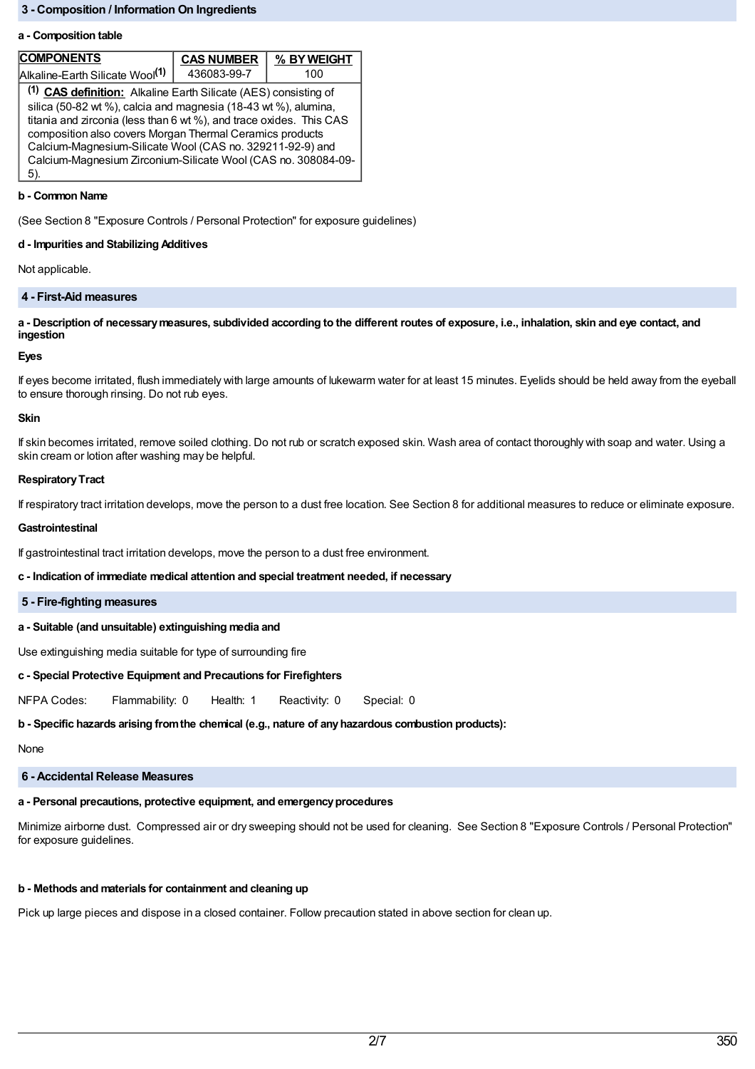## 3 - Composition / Information On Ingredients

**a - Composition table**

| COMPONENTS | CAS NUMBER | % BY WEIGHT |
|---|---|---|
| Alkaline-Earth Silicate Wool[(1)] | 436083-99-7 | 100 |

[(1)] **CAS definition:** Alkaline Earth Silicate (AES) consisting of silica (50-82 wt %), calcia and magnesia (18-43 wt %), alumina, titania and zirconia (less than 6 wt %), and trace oxides. This CAS composition also covers Morgan Thermal Ceramics products Calcium-Magnesium-Silicate Wool (CAS no. 329211-92-9) and Calcium-Magnesium Zirconium-Silicate Wool (CAS no. 308084-09-5).

**b - Common Name**

(See Section 8 "Exposure Controls / Personal Protection" for exposure guidelines)

**d - Impurities and Stabilizing Additives**

Not applicable.

## 4 - First-Aid measures

**a - Description of necessary measures, subdivided according to the different routes of exposure, i.e., inhalation, skin and eye contact, and ingestion**

**Eyes**

If eyes become irritated, flush immediately with large amounts of lukewarm water for at least 15 minutes. Eyelids should be held away from the eyeball to ensure thorough rinsing. Do not rub eyes.

**Skin**

If skin becomes irritated, remove soiled clothing. Do not rub or scratch exposed skin. Wash area of contact thoroughly with soap and water. Using a skin cream or lotion after washing may be helpful.

**Respiratory Tract**

If respiratory tract irritation develops, move the person to a dust free location. See Section 8 for additional measures to reduce or eliminate exposure.

**Gastrointestinal**

If gastrointestinal tract irritation develops, move the person to a dust free environment.

**c - Indication of immediate medical attention and special treatment needed, if necessary**

## 5 - Fire-fighting measures

**a - Suitable (and unsuitable) extinguishing media and**

Use extinguishing media suitable for type of surrounding fire

**c - Special Protective Equipment and Precautions for Firefighters**

NFPA Codes: Flammability: 0 Health: 1 Reactivity: 0 Special: 0

**b - Specific hazards arising from the chemical (e.g., nature of any hazardous combustion products):**

None

## 6 - Accidental Release Measures

**a - Personal precautions, protective equipment, and emergency procedures**

Minimize airborne dust. Compressed air or dry sweeping should not be used for cleaning. See Section 8 "Exposure Controls / Personal Protection" for exposure guidelines.

**b - Methods and materials for containment and cleaning up**

Pick up large pieces and dispose in a closed container. Follow precaution stated in above section for clean up.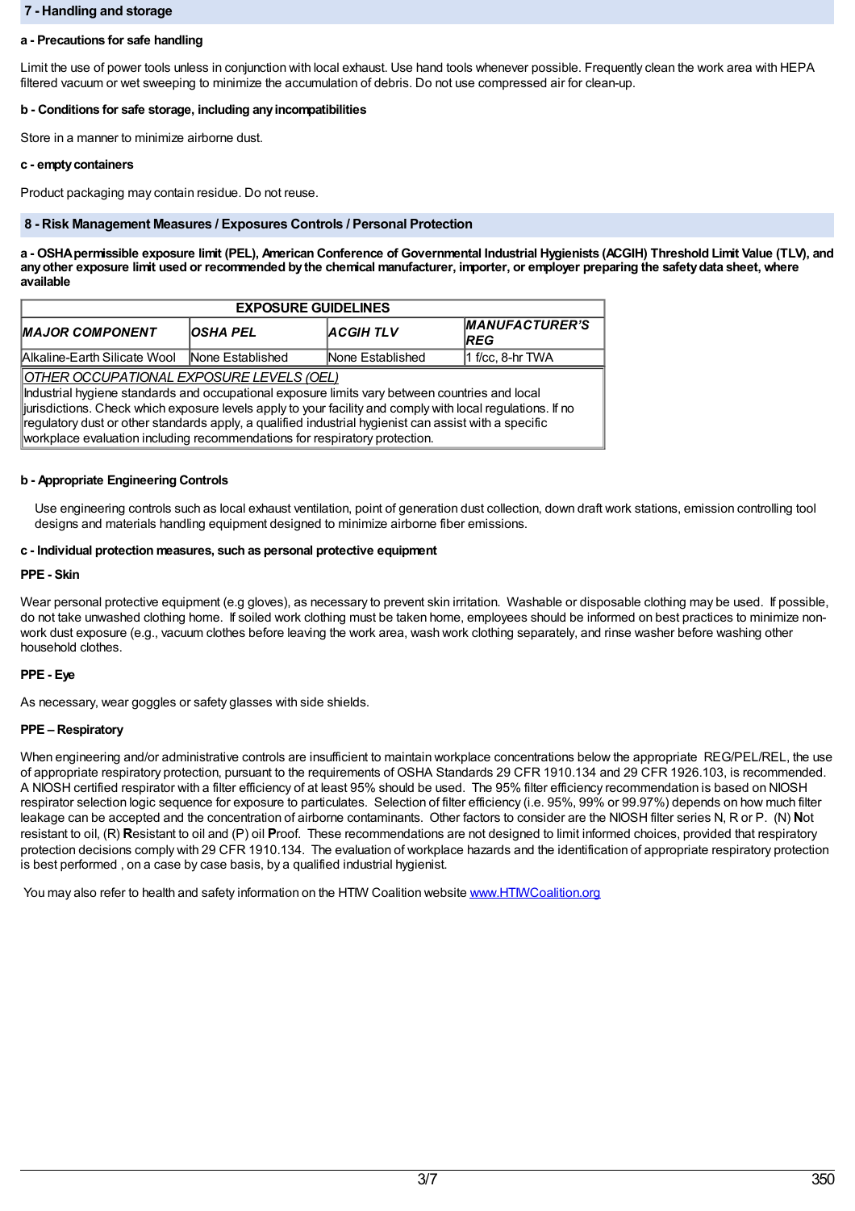## 7 - Handling and storage

**a - Precautions for safe handling**

Limit the use of power tools unless in conjunction with local exhaust. Use hand tools whenever possible. Frequently clean the work area with HEPA filtered vacuum or wet sweeping to minimize the accumulation of debris. Do not use compressed air for clean-up.

**b - Conditions for safe storage, including any incompatibilities**

Store in a manner to minimize airborne dust.

**c - empty containers**

Product packaging may contain residue. Do not reuse.

## 8 - Risk Management Measures / Exposures Controls / Personal Protection

**a - OSHA permissible exposure limit (PEL), American Conference of Governmental Industrial Hygienists (ACGIH) Threshold Limit Value (TLV), and any other exposure limit used or recommended by the chemical manufacturer, importer, or employer preparing the safety data sheet, where available**

| EXPOSURE GUIDELINES | | | |
|---|---|---|---|
| ***MAJOR COMPONENT*** | ***OSHA PEL*** | ***ACGIH TLV*** | ***MANUFACTURER'S REG*** |
| Alkaline-Earth Silicate Wool | None Established | None Established | 1 f/cc, 8-hr TWA |

*OTHER OCCUPATIONAL EXPOSURE LEVELS (OEL)*

Industrial hygiene standards and occupational exposure limits vary between countries and local jurisdictions. Check which exposure levels apply to your facility and comply with local regulations. If no regulatory dust or other standards apply, a qualified industrial hygienist can assist with a specific workplace evaluation including recommendations for respiratory protection.

**b - Appropriate Engineering Controls**

Use engineering controls such as local exhaust ventilation, point of generation dust collection, down draft work stations, emission controlling tool designs and materials handling equipment designed to minimize airborne fiber emissions.

**c - Individual protection measures, such as personal protective equipment**

**PPE - Skin**

Wear personal protective equipment (e.g gloves), as necessary to prevent skin irritation. Washable or disposable clothing may be used. If possible, do not take unwashed clothing home. If soiled work clothing must be taken home, employees should be informed on best practices to minimize non-work dust exposure (e.g., vacuum clothes before leaving the work area, wash work clothing separately, and rinse washer before washing other household clothes.

**PPE - Eye**

As necessary, wear goggles or safety glasses with side shields.

**PPE – Respiratory**

When engineering and/or administrative controls are insufficient to maintain workplace concentrations below the appropriate REG/PEL/REL, the use of appropriate respiratory protection, pursuant to the requirements of OSHA Standards 29 CFR 1910.134 and 29 CFR 1926.103, is recommended. A NIOSH certified respirator with a filter efficiency of at least 95% should be used. The 95% filter efficiency recommendation is based on NIOSH respirator selection logic sequence for exposure to particulates. Selection of filter efficiency (i.e. 95%, 99% or 99.97%) depends on how much filter leakage can be accepted and the concentration of airborne contaminants. Other factors to consider are the NIOSH filter series N, R or P. (N) **N**ot resistant to oil, (R) **R**esistant to oil and (P) oil **P**roof. These recommendations are not designed to limit informed choices, provided that respiratory protection decisions comply with 29 CFR 1910.134. The evaluation of workplace hazards and the identification of appropriate respiratory protection is best performed , on a case by case basis, by a qualified industrial hygienist.

You may also refer to health and safety information on the HTIW Coalition website [www.HTIWCoalition.org](http://www.HTIWCoalition.org)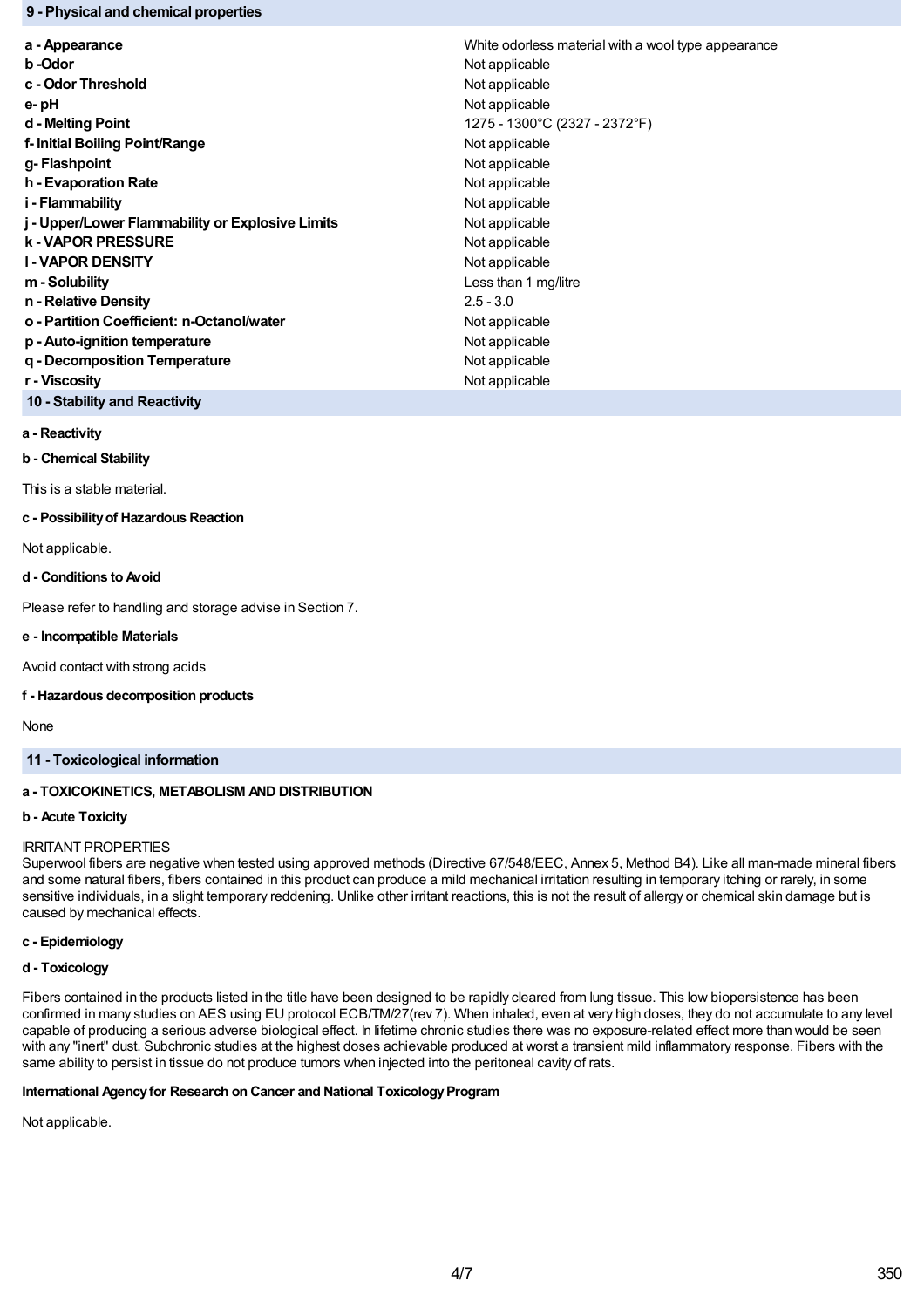## 9 - Physical and chemical properties

| | |
|---|---|
| **a - Appearance** | White odorless material with a wool type appearance |
| **b -Odor** | Not applicable |
| **c - Odor Threshold** | Not applicable |
| **e- pH** | Not applicable |
| **d - Melting Point** | 1275 - 1300°C (2327 - 2372°F) |
| **f- Initial Boiling Point/Range** | Not applicable |
| **g- Flashpoint** | Not applicable |
| **h - Evaporation Rate** | Not applicable |
| **i - Flammability** | Not applicable |
| **j - Upper/Lower Flammability or Explosive Limits** | Not applicable |
| **k - VAPOR PRESSURE** | Not applicable |
| **l - VAPOR DENSITY** | Not applicable |
| **m - Solubility** | Less than 1 mg/litre |
| **n - Relative Density** | 2.5 - 3.0 |
| **o - Partition Coefficient: n-Octanol/water** | Not applicable |
| **p - Auto-ignition temperature** | Not applicable |
| **q - Decomposition Temperature** | Not applicable |
| **r - Viscosity** | Not applicable |

## 10 - Stability and Reactivity

**a - Reactivity**

**b - Chemical Stability**

This is a stable material.

**c - Possibility of Hazardous Reaction**

Not applicable.

**d - Conditions to Avoid**

Please refer to handling and storage advise in Section 7.

**e - Incompatible Materials**

Avoid contact with strong acids

**f - Hazardous decomposition products**

None

## 11 - Toxicological information

**a - TOXICOKINETICS, METABOLISM AND DISTRIBUTION**

**b - Acute Toxicity**

IRRITANT PROPERTIES

Superwool fibers are negative when tested using approved methods (Directive 67/548/EEC, Annex 5, Method B4). Like all man-made mineral fibers and some natural fibers, fibers contained in this product can produce a mild mechanical irritation resulting in temporary itching or rarely, in some sensitive individuals, in a slight temporary reddening. Unlike other irritant reactions, this is not the result of allergy or chemical skin damage but is caused by mechanical effects.

**c - Epidemiology**

**d - Toxicology**

Fibers contained in the products listed in the title have been designed to be rapidly cleared from lung tissue. This low biopersistence has been confirmed in many studies on AES using EU protocol ECB/TM/27(rev 7). When inhaled, even at very high doses, they do not accumulate to any level capable of producing a serious adverse biological effect. In lifetime chronic studies there was no exposure-related effect more than would be seen with any "inert" dust. Subchronic studies at the highest doses achievable produced at worst a transient mild inflammatory response. Fibers with the same ability to persist in tissue do not produce tumors when injected into the peritoneal cavity of rats.

**International Agency for Research on Cancer and National Toxicology Program**

Not applicable.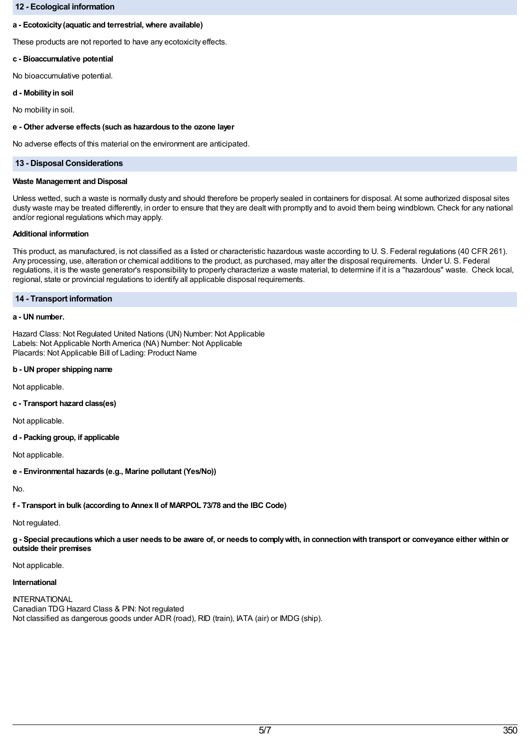## 12 - Ecological information

**a - Ecotoxicity (aquatic and terrestrial, where available)**

These products are not reported to have any ecotoxicity effects.

**c - Bioaccumulative potential**

No bioaccumulative potential.

**d - Mobility in soil**

No mobility in soil.

**e - Other adverse effects (such as hazardous to the ozone layer**

No adverse effects of this material on the environment are anticipated.

## 13 - Disposal Considerations

**Waste Management and Disposal**

Unless wetted, such a waste is normally dusty and should therefore be properly sealed in containers for disposal. At some authorized disposal sites dusty waste may be treated differently, in order to ensure that they are dealt with promptly and to avoid them being windblown. Check for any national and/or regional regulations which may apply.

**Additional information**

This product, as manufactured, is not classified as a listed or characteristic hazardous waste according to U. S. Federal regulations (40 CFR 261). Any processing, use, alteration or chemical additions to the product, as purchased, may alter the disposal requirements. Under U. S. Federal regulations, it is the waste generator's responsibility to properly characterize a waste material, to determine if it is a "hazardous" waste. Check local, regional, state or provincial regulations to identify all applicable disposal requirements.

## 14 - Transport information

**a - UN number.**

Hazard Class: Not Regulated United Nations (UN) Number: Not Applicable
Labels: Not Applicable North America (NA) Number: Not Applicable
Placards: Not Applicable Bill of Lading: Product Name

**b - UN proper shipping name**

Not applicable.

**c - Transport hazard class(es)**

Not applicable.

**d - Packing group, if applicable**

Not applicable.

**e - Environmental hazards (e.g., Marine pollutant (Yes/No))**

No.

**f - Transport in bulk (according to Annex II of MARPOL 73/78 and the IBC Code)**

Not regulated.

**g - Special precautions which a user needs to be aware of, or needs to comply with, in connection with transport or conveyance either within or outside their premises**

Not applicable.

**International**

INTERNATIONAL
Canadian TDG Hazard Class & PIN: Not regulated
Not classified as dangerous goods under ADR (road), RID (train), IATA (air) or IMDG (ship).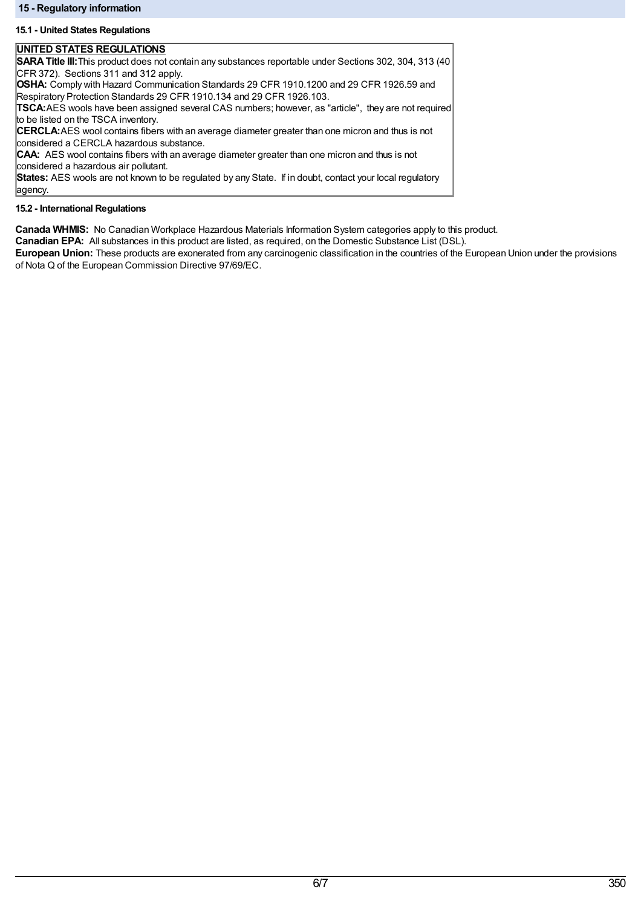## 15 - Regulatory information

### 15.1 - United States Regulations

**UNITED STATES REGULATIONS**

**SARA Title III:** This product does not contain any substances reportable under Sections 302, 304, 313 (40 CFR 372). Sections 311 and 312 apply.

**OSHA:** Comply with Hazard Communication Standards 29 CFR 1910.1200 and 29 CFR 1926.59 and Respiratory Protection Standards 29 CFR 1910.134 and 29 CFR 1926.103.

**TSCA:** AES wools have been assigned several CAS numbers; however, as "article", they are not required to be listed on the TSCA inventory.

**CERCLA:** AES wool contains fibers with an average diameter greater than one micron and thus is not considered a CERCLA hazardous substance.

**CAA:** AES wool contains fibers with an average diameter greater than one micron and thus is not considered a hazardous air pollutant.

**States:** AES wools are not known to be regulated by any State. If in doubt, contact your local regulatory agency.

### 15.2 - International Regulations

**Canada WHMIS:** No Canadian Workplace Hazardous Materials Information System categories apply to this product.

**Canadian EPA:** All substances in this product are listed, as required, on the Domestic Substance List (DSL).

**European Union:** These products are exonerated from any carcinogenic classification in the countries of the European Union under the provisions of Nota Q of the European Commission Directive 97/69/EC.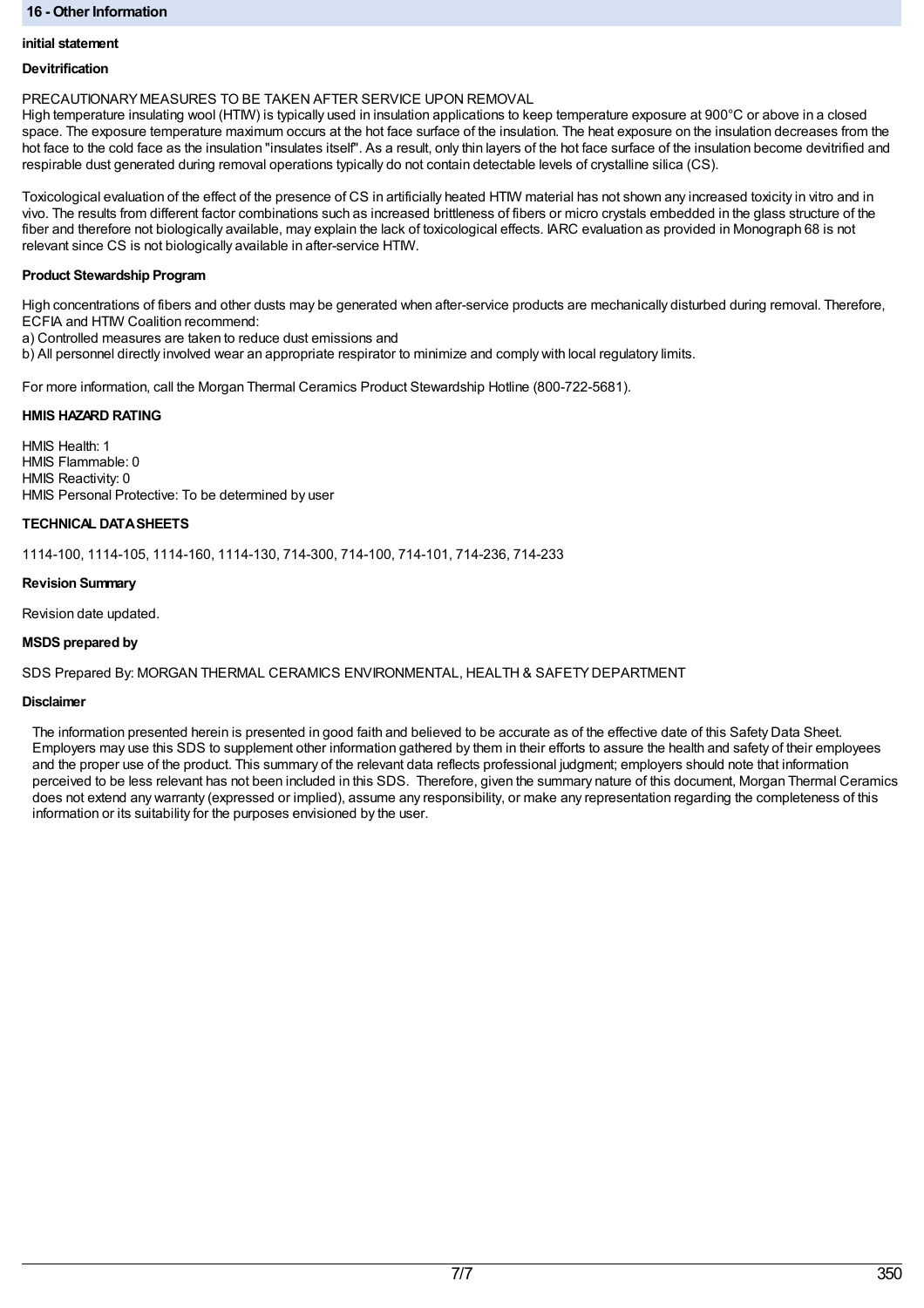## 16 - Other Information

**initial statement**

**Devitrification**

PRECAUTIONARY MEASURES TO BE TAKEN AFTER SERVICE UPON REMOVAL
High temperature insulating wool (HTIW) is typically used in insulation applications to keep temperature exposure at 900°C or above in a closed space. The exposure temperature maximum occurs at the hot face surface of the insulation. The heat exposure on the insulation decreases from the hot face to the cold face as the insulation "insulates itself". As a result, only thin layers of the hot face surface of the insulation become devitrified and respirable dust generated during removal operations typically do not contain detectable levels of crystalline silica (CS).

Toxicological evaluation of the effect of the presence of CS in artificially heated HTIW material has not shown any increased toxicity in vitro and in vivo. The results from different factor combinations such as increased brittleness of fibers or micro crystals embedded in the glass structure of the fiber and therefore not biologically available, may explain the lack of toxicological effects. IARC evaluation as provided in Monograph 68 is not relevant since CS is not biologically available in after-service HTIW.

**Product Stewardship Program**

High concentrations of fibers and other dusts may be generated when after-service products are mechanically disturbed during removal. Therefore, ECFIA and HTIW Coalition recommend:
a) Controlled measures are taken to reduce dust emissions and
b) All personnel directly involved wear an appropriate respirator to minimize and comply with local regulatory limits.

For more information, call the Morgan Thermal Ceramics Product Stewardship Hotline (800-722-5681).

**HMIS HAZARD RATING**

HMIS Health: 1
HMIS Flammable: 0
HMIS Reactivity: 0
HMIS Personal Protective: To be determined by user

**TECHNICAL DATA SHEETS**

1114-100, 1114-105, 1114-160, 1114-130, 714-300, 714-100, 714-101, 714-236, 714-233

**Revision Summary**

Revision date updated.

**MSDS prepared by**

SDS Prepared By: MORGAN THERMAL CERAMICS ENVIRONMENTAL, HEALTH & SAFETY DEPARTMENT

**Disclaimer**

The information presented herein is presented in good faith and believed to be accurate as of the effective date of this Safety Data Sheet. Employers may use this SDS to supplement other information gathered by them in their efforts to assure the health and safety of their employees and the proper use of the product. This summary of the relevant data reflects professional judgment; employers should note that information perceived to be less relevant has not been included in this SDS. Therefore, given the summary nature of this document, Morgan Thermal Ceramics does not extend any warranty (expressed or implied), assume any responsibility, or make any representation regarding the completeness of this information or its suitability for the purposes envisioned by the user.